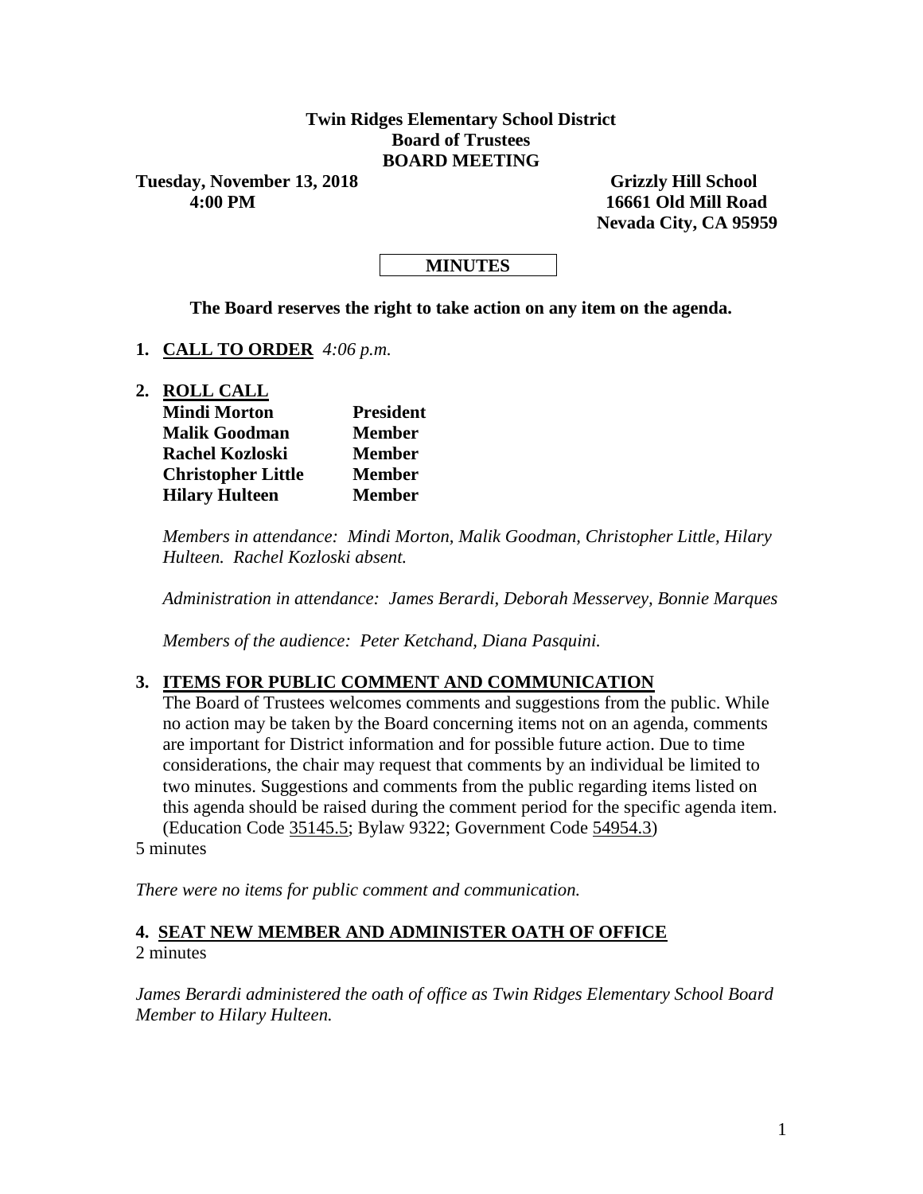**Twin Ridges Elementary School District**
**Board of Trustees**
**BOARD MEETING**

**Tuesday, November 13, 2018**
**4:00 PM**

**Grizzly Hill School**
**16661 Old Mill Road**
**Nevada City, CA 95959**

**MINUTES**

**The Board reserves the right to take action on any item on the agenda.**

1. **CALL TO ORDER** *4:06 p.m.*

2. **ROLL CALL**

| | |
|---|---|
| **Mindi Morton** | **President** |
| **Malik Goodman** | **Member** |
| **Rachel Kozloski** | **Member** |
| **Christopher Little** | **Member** |
| **Hilary Hulteen** | **Member** |

*Members in attendance: Mindi Morton, Malik Goodman, Christopher Little, Hilary Hulteen. Rachel Kozloski absent.*

*Administration in attendance: James Berardi, Deborah Messervey, Bonnie Marques*

*Members of the audience: Peter Ketchand, Diana Pasquini.*

3. **ITEMS FOR PUBLIC COMMENT AND COMMUNICATION**
The Board of Trustees welcomes comments and suggestions from the public. While no action may be taken by the Board concerning items not on an agenda, comments are important for District information and for possible future action. Due to time considerations, the chair may request that comments by an individual be limited to two minutes. Suggestions and comments from the public regarding items listed on this agenda should be raised during the comment period for the specific agenda item. (Education Code 35145.5; Bylaw 9322; Government Code 54954.3)
5 minutes

*There were no items for public comment and communication.*

4. **SEAT NEW MEMBER AND ADMINISTER OATH OF OFFICE**
2 minutes

*James Berardi administered the oath of office as Twin Ridges Elementary School Board Member to Hilary Hulteen.*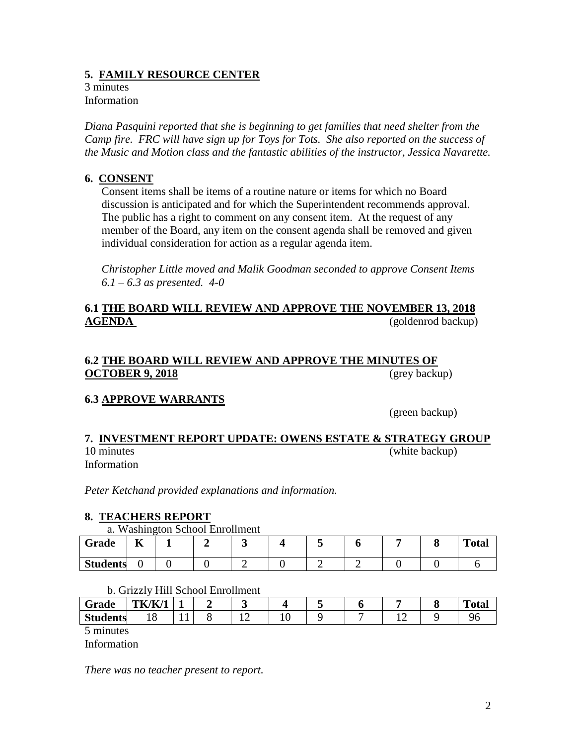## 5. FAMILY RESOURCE CENTER

3 minutes
Information

*Diana Pasquini reported that she is beginning to get families that need shelter from the Camp fire. FRC will have sign up for Toys for Tots. She also reported on the success of the Music and Motion class and the fantastic abilities of the instructor, Jessica Navarette.*

## 6. CONSENT

Consent items shall be items of a routine nature or items for which no Board discussion is anticipated and for which the Superintendent recommends approval. The public has a right to comment on any consent item. At the request of any member of the Board, any item on the consent agenda shall be removed and given individual consideration for action as a regular agenda item.

*Christopher Little moved and Malik Goodman seconded to approve Consent Items 6.1 – 6.3 as presented. 4-0*

### 6.1 THE BOARD WILL REVIEW AND APPROVE THE NOVEMBER 13, 2018 AGENDA

(goldenrod backup)

### 6.2 THE BOARD WILL REVIEW AND APPROVE THE MINUTES OF OCTOBER 9, 2018

(grey backup)

### 6.3 APPROVE WARRANTS

(green backup)

## 7. INVESTMENT REPORT UPDATE: OWENS ESTATE & STRATEGY GROUP

10 minutes (white backup)
Information

*Peter Ketchand provided explanations and information.*

## 8. TEACHERS REPORT

a. Washington School Enrollment

| Grade | K | 1 | 2 | 3 | 4 | 5 | 6 | 7 | 8 | Total |
|---|---|---|---|---|---|---|---|---|---|---|
| Students | 0 | 0 | 0 | 2 | 0 | 2 | 2 | 0 | 0 | 6 |

b. Grizzly Hill School Enrollment

| Grade | TK/K/1 | 1 | 2 | 3 | 4 | 5 | 6 | 7 | 8 | Total |
|---|---|---|---|---|---|---|---|---|---|---|
| Students | 18 | 11 | 8 | 12 | 10 | 9 | 7 | 12 | 9 | 96 |

5 minutes
Information

*There was no teacher present to report.*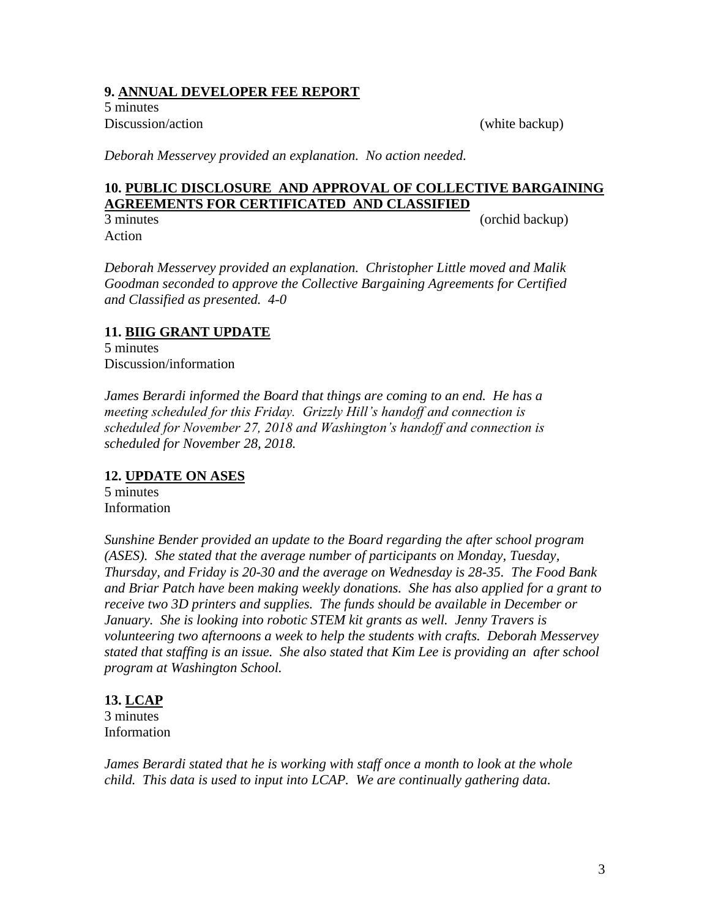**9. ANNUAL DEVELOPER FEE REPORT**

5 minutes

Discussion/action (white backup)

*Deborah Messervey provided an explanation. No action needed.*

**10. PUBLIC DISCLOSURE AND APPROVAL OF COLLECTIVE BARGAINING AGREEMENTS FOR CERTIFICATED AND CLASSIFIED**

3 minutes (orchid backup)

Action

*Deborah Messervey provided an explanation. Christopher Little moved and Malik Goodman seconded to approve the Collective Bargaining Agreements for Certified and Classified as presented. 4-0*

**11. BIIG GRANT UPDATE**

5 minutes

Discussion/information

*James Berardi informed the Board that things are coming to an end. He has a meeting scheduled for this Friday. Grizzly Hill's handoff and connection is scheduled for November 27, 2018 and Washington's handoff and connection is scheduled for November 28, 2018.*

**12. UPDATE ON ASES**

5 minutes

Information

*Sunshine Bender provided an update to the Board regarding the after school program (ASES). She stated that the average number of participants on Monday, Tuesday, Thursday, and Friday is 20-30 and the average on Wednesday is 28-35. The Food Bank and Briar Patch have been making weekly donations. She has also applied for a grant to receive two 3D printers and supplies. The funds should be available in December or January. She is looking into robotic STEM kit grants as well. Jenny Travers is volunteering two afternoons a week to help the students with crafts. Deborah Messervey stated that staffing is an issue. She also stated that Kim Lee is providing an after school program at Washington School.*

**13. LCAP**

3 minutes

Information

*James Berardi stated that he is working with staff once a month to look at the whole child. This data is used to input into LCAP. We are continually gathering data.*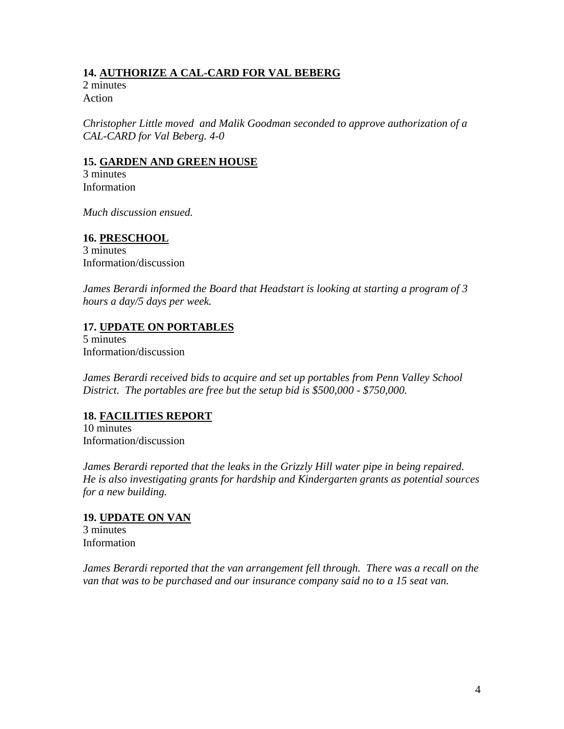### 14. <u>AUTHORIZE A CAL-CARD FOR VAL BEBERG</u>

2 minutes
Action

*Christopher Little moved and Malik Goodman seconded to approve authorization of a CAL-CARD for Val Beberg. 4-0*

### 15. <u>GARDEN AND GREEN HOUSE</u>

3 minutes
Information

*Much discussion ensued.*

### 16. <u>PRESCHOOL</u>

3 minutes
Information/discussion

*James Berardi informed the Board that Headstart is looking at starting a program of 3 hours a day/5 days per week.*

### 17. <u>UPDATE ON PORTABLES</u>

5 minutes
Information/discussion

*James Berardi received bids to acquire and set up portables from Penn Valley School District. The portables are free but the setup bid is $500,000 - $750,000.*

### 18. <u>FACILITIES REPORT</u>

10 minutes
Information/discussion

*James Berardi reported that the leaks in the Grizzly Hill water pipe in being repaired. He is also investigating grants for hardship and Kindergarten grants as potential sources for a new building.*

### 19. <u>UPDATE ON VAN</u>

3 minutes
Information

*James Berardi reported that the van arrangement fell through. There was a recall on the van that was to be purchased and our insurance company said no to a 15 seat van.*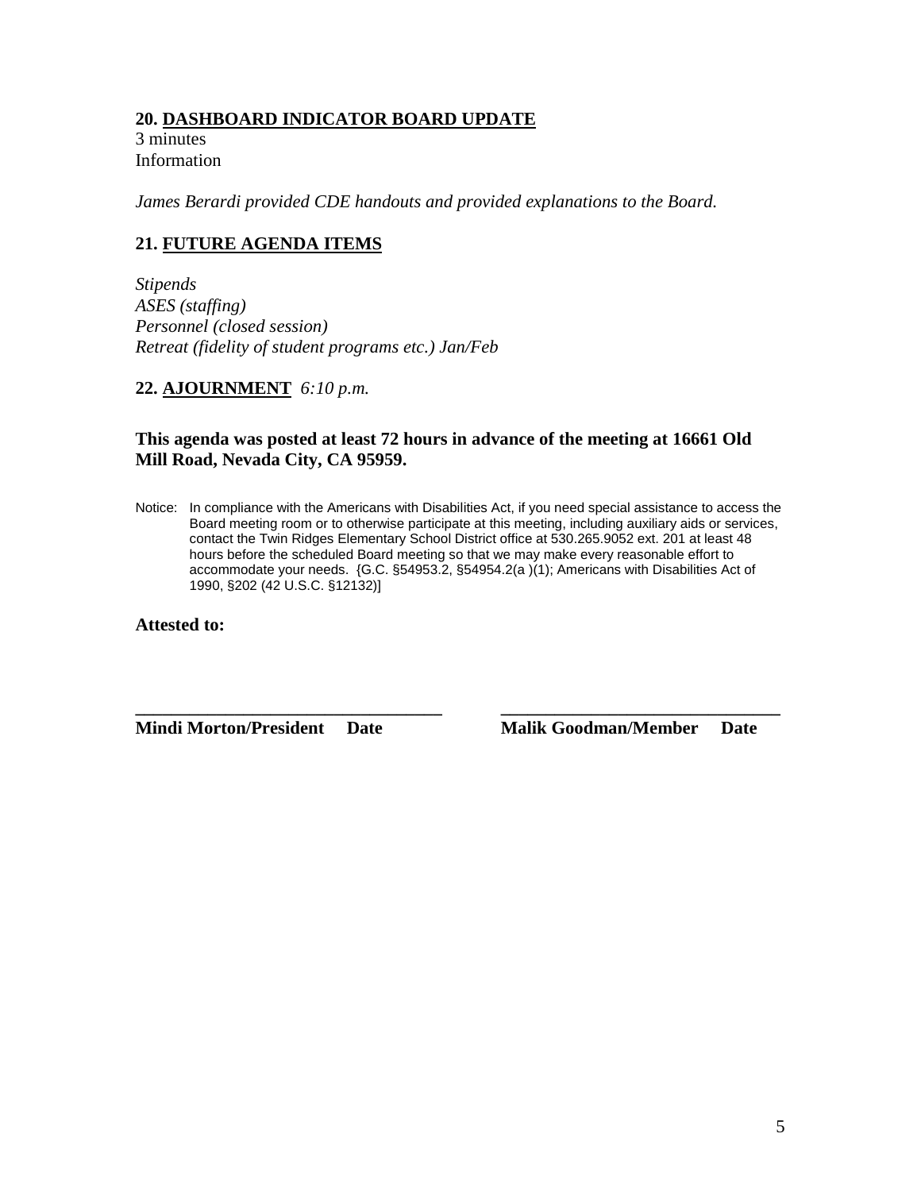**20. DASHBOARD INDICATOR BOARD UPDATE**
3 minutes
Information

*James Berardi provided CDE handouts and provided explanations to the Board.*

**21. FUTURE AGENDA ITEMS**

*Stipends*
*ASES (staffing)*
*Personnel (closed session)*
*Retreat (fidelity of student programs etc.) Jan/Feb*

**22. AJOURNMENT** *6:10 p.m.*

**This agenda was posted at least 72 hours in advance of the meeting at 16661 Old Mill Road, Nevada City, CA 95959.**

Notice: In compliance with the Americans with Disabilities Act, if you need special assistance to access the Board meeting room or to otherwise participate at this meeting, including auxiliary aids or services, contact the Twin Ridges Elementary School District office at 530.265.9052 ext. 201 at least 48 hours before the scheduled Board meeting so that we may make every reasonable effort to accommodate your needs. {G.C. §54953.2, §54954.2(a )(1); Americans with Disabilities Act of 1990, §202 (42 U.S.C. §12132)]

**Attested to:**

**\_\_\_\_\_\_\_\_\_\_\_\_\_\_\_\_\_\_\_\_\_\_\_\_\_\_\_\_\_\_\_\_\_\_**
**Mindi Morton/President Date**

**\_\_\_\_\_\_\_\_\_\_\_\_\_\_\_\_\_\_\_\_\_\_\_\_\_\_\_\_\_\_\_\_\_\_**
**Malik Goodman/Member Date**